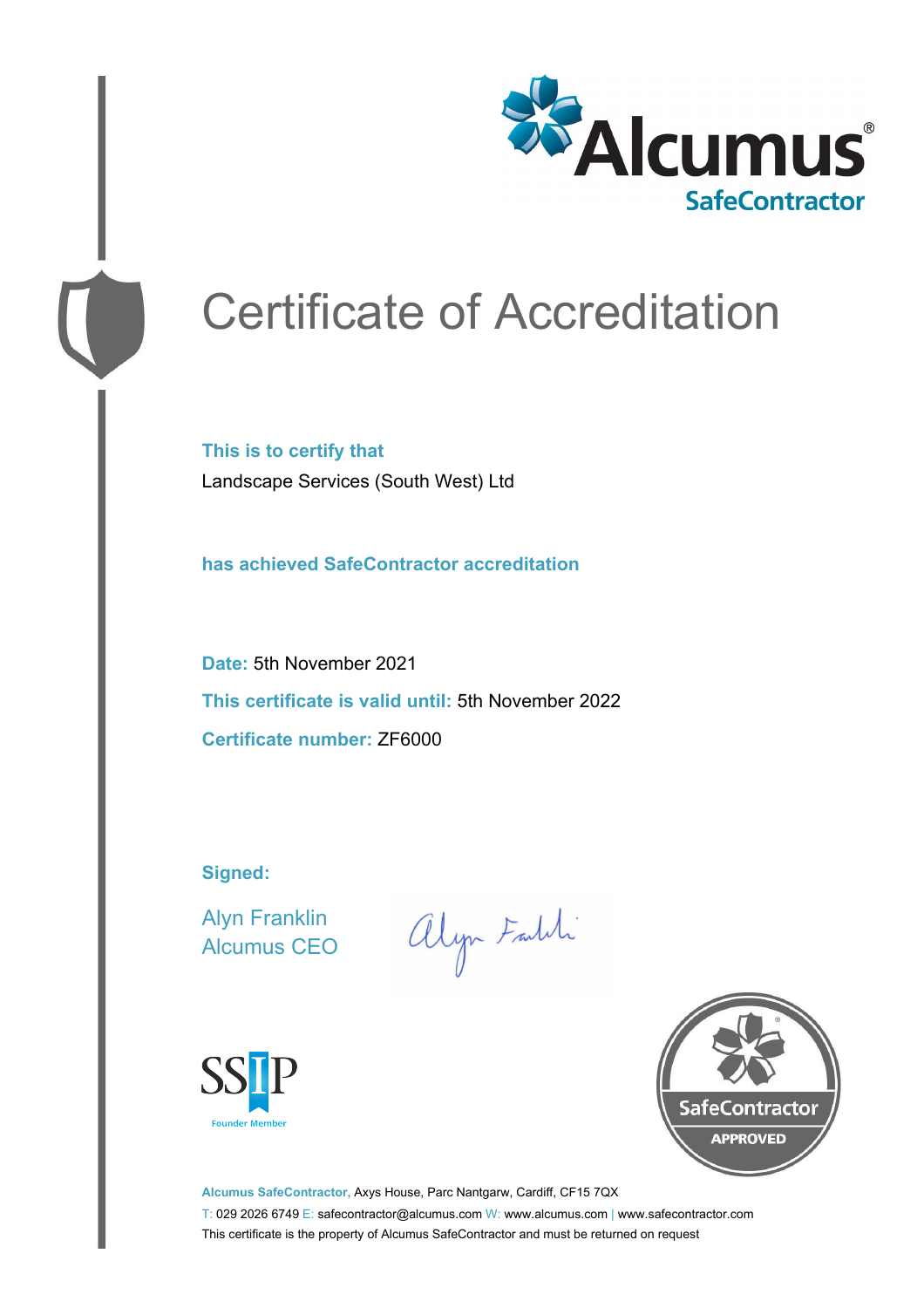Alcumus®
SafeContractor

# Certificate of Accreditation

**This is to certify that**

Landscape Services (South West) Ltd

**has achieved SafeContractor accreditation**

**Date:** 5th November 2021

**This certificate is valid until:** 5th November 2022

**Certificate number:** ZF6000

**Signed:**

Alyn Franklin
Alcumus CEO

SSIP
Founder Member

SafeContractor
APPROVED

**Alcumus SafeContractor,** Axys House, Parc Nantgarw, Cardiff, CF15 7QX

T: 029 2026 6749 E: safecontractor@alcumus.com W: www.alcumus.com | www.safecontractor.com

This certificate is the property of Alcumus SafeContractor and must be returned on request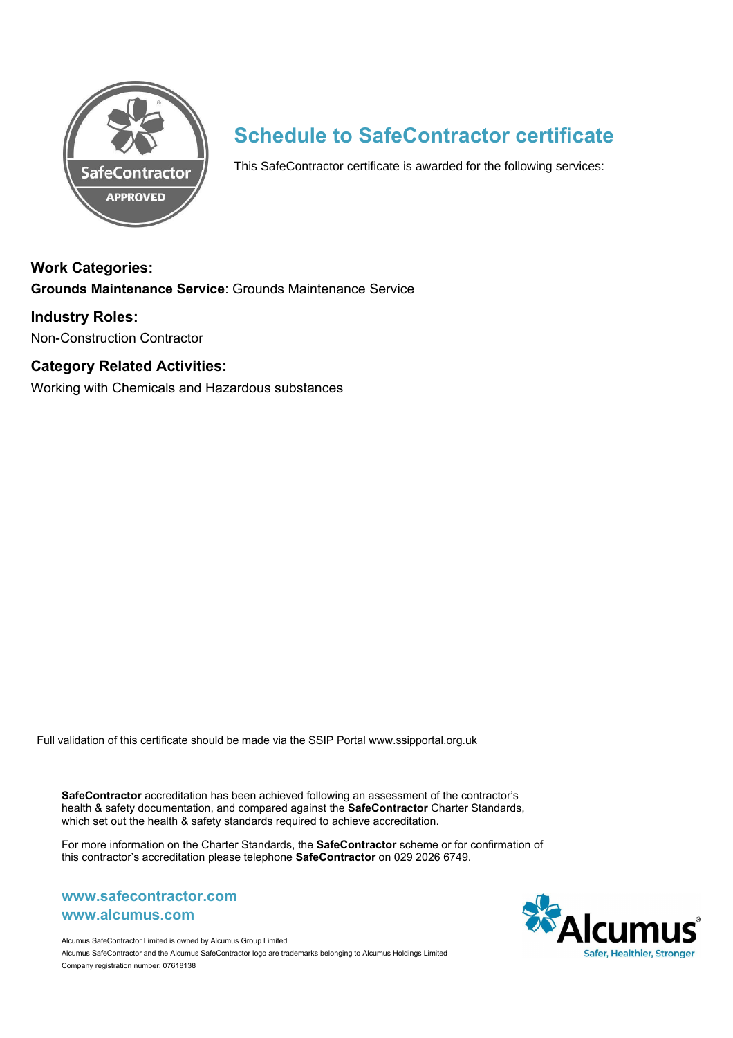# Schedule to SafeContractor certificate

This SafeContractor certificate is awarded for the following services:

## Work Categories:

**Grounds Maintenance Service**: Grounds Maintenance Service

## Industry Roles:

Non-Construction Contractor

## Category Related Activities:

Working with Chemicals and Hazardous substances

Full validation of this certificate should be made via the SSIP Portal www.ssipportal.org.uk

**SafeContractor** accreditation has been achieved following an assessment of the contractor's health & safety documentation, and compared against the **SafeContractor** Charter Standards, which set out the health & safety standards required to achieve accreditation.

For more information on the Charter Standards, the **SafeContractor** scheme or for confirmation of this contractor's accreditation please telephone **SafeContractor** on 029 2026 6749.

**www.safecontractor.com**
**www.alcumus.com**

Alcumus SafeContractor Limited is owned by Alcumus Group Limited
Alcumus SafeContractor and the Alcumus SafeContractor logo are trademarks belonging to Alcumus Holdings Limited
Company registration number: 07618138

Alcumus®
Safer, Healthier, Stronger